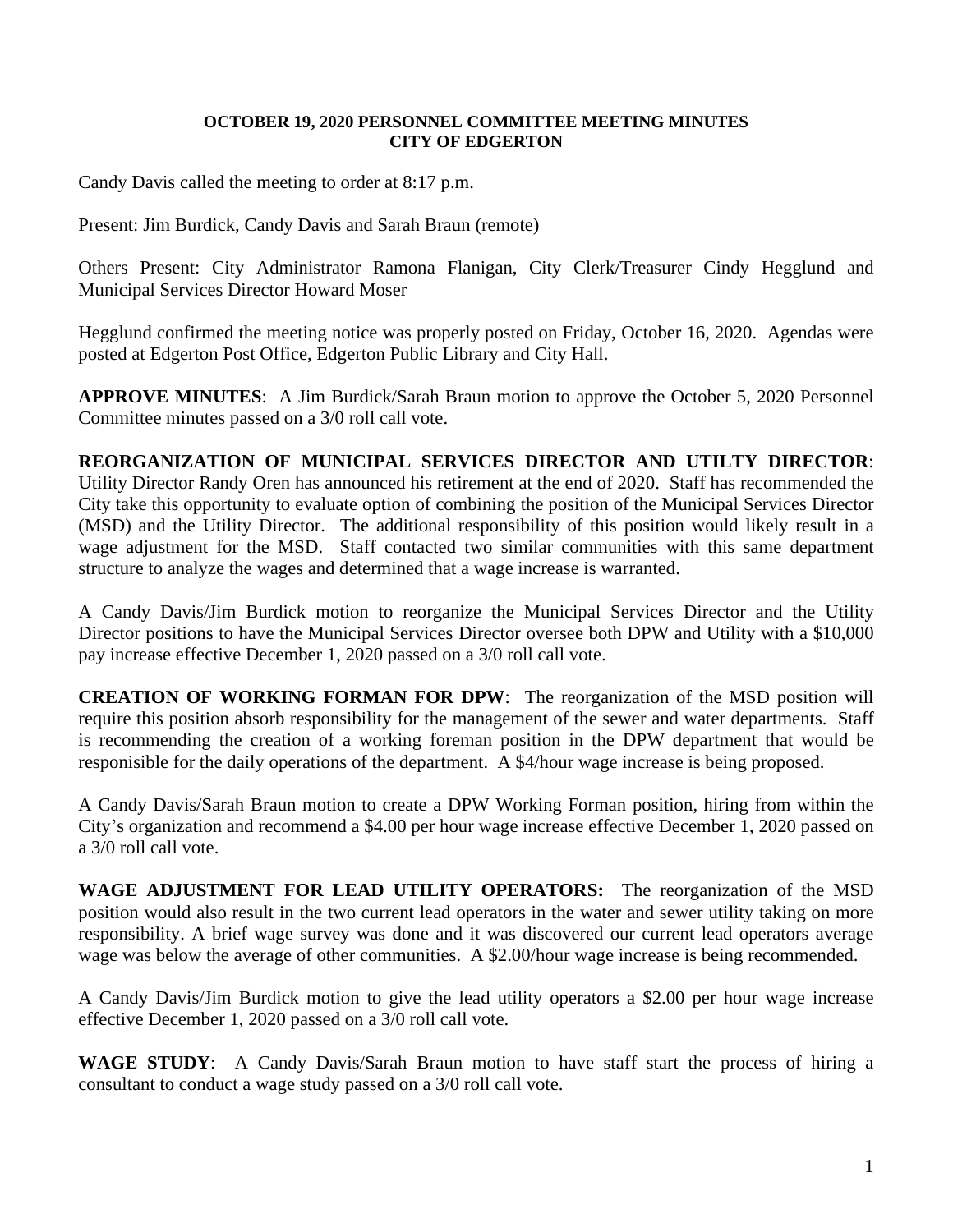# OCTOBER 19, 2020 PERSONNEL COMMITTEE MEETING MINUTES
# CITY OF EDGERTON

Candy Davis called the meeting to order at 8:17 p.m.

Present: Jim Burdick, Candy Davis and Sarah Braun (remote)

Others Present: City Administrator Ramona Flanigan, City Clerk/Treasurer Cindy Hegglund and Municipal Services Director Howard Moser

Hegglund confirmed the meeting notice was properly posted on Friday, October 16, 2020. Agendas were posted at Edgerton Post Office, Edgerton Public Library and City Hall.

**APPROVE MINUTES**: A Jim Burdick/Sarah Braun motion to approve the October 5, 2020 Personnel Committee minutes passed on a 3/0 roll call vote.

**REORGANIZATION OF MUNICIPAL SERVICES DIRECTOR AND UTILTY DIRECTOR**: Utility Director Randy Oren has announced his retirement at the end of 2020. Staff has recommended the City take this opportunity to evaluate option of combining the position of the Municipal Services Director (MSD) and the Utility Director. The additional responsibility of this position would likely result in a wage adjustment for the MSD. Staff contacted two similar communities with this same department structure to analyze the wages and determined that a wage increase is warranted.

A Candy Davis/Jim Burdick motion to reorganize the Municipal Services Director and the Utility Director positions to have the Municipal Services Director oversee both DPW and Utility with a $10,000 pay increase effective December 1, 2020 passed on a 3/0 roll call vote.

**CREATION OF WORKING FORMAN FOR DPW**: The reorganization of the MSD position will require this position absorb responsibility for the management of the sewer and water departments. Staff is recommending the creation of a working foreman position in the DPW department that would be responisible for the daily operations of the department. A $4/hour wage increase is being proposed.

A Candy Davis/Sarah Braun motion to create a DPW Working Forman position, hiring from within the City's organization and recommend a $4.00 per hour wage increase effective December 1, 2020 passed on a 3/0 roll call vote.

**WAGE ADJUSTMENT FOR LEAD UTILITY OPERATORS:** The reorganization of the MSD position would also result in the two current lead operators in the water and sewer utility taking on more responsibility. A brief wage survey was done and it was discovered our current lead operators average wage was below the average of other communities. A $2.00/hour wage increase is being recommended.

A Candy Davis/Jim Burdick motion to give the lead utility operators a $2.00 per hour wage increase effective December 1, 2020 passed on a 3/0 roll call vote.

**WAGE STUDY**: A Candy Davis/Sarah Braun motion to have staff start the process of hiring a consultant to conduct a wage study passed on a 3/0 roll call vote.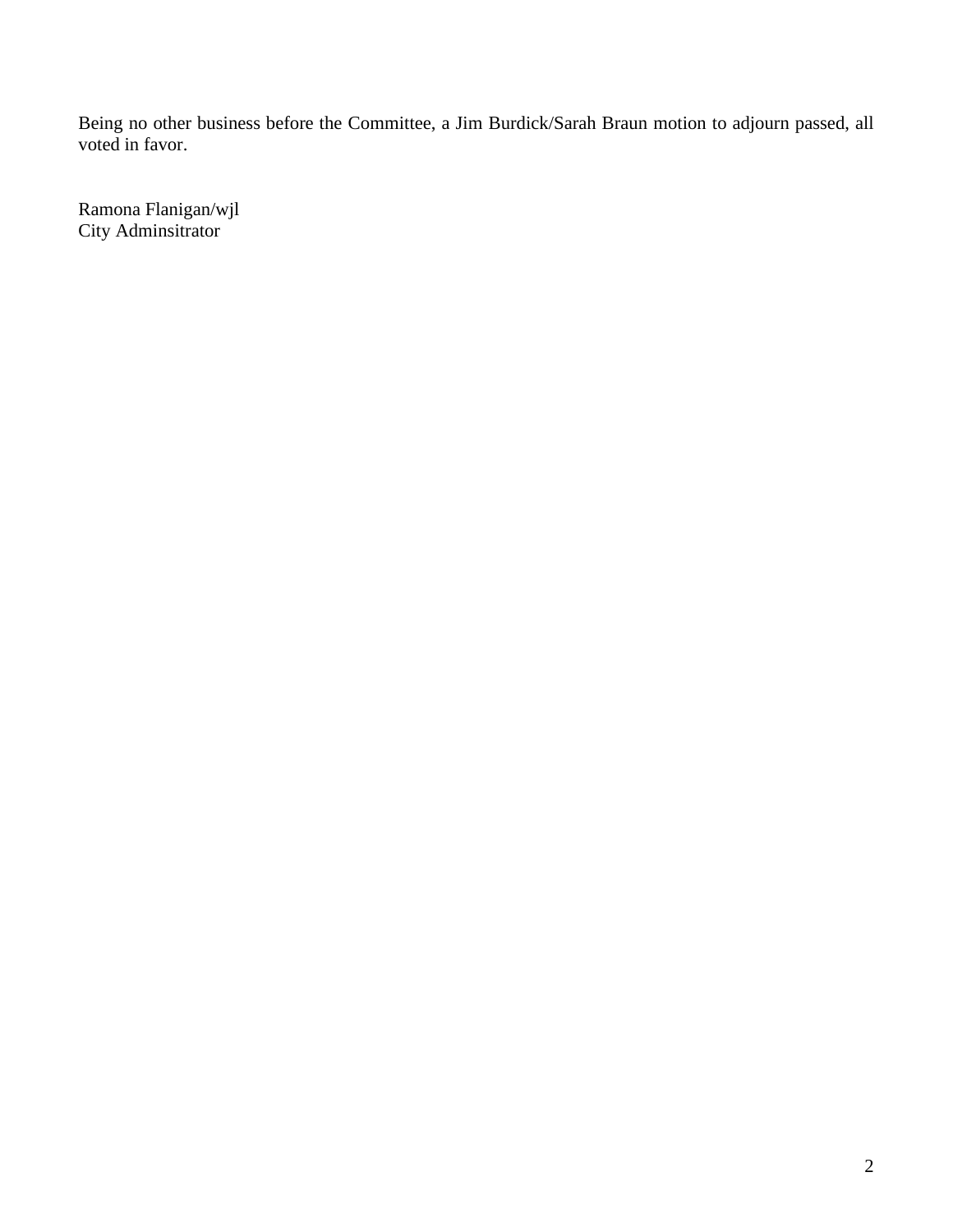Being no other business before the Committee, a Jim Burdick/Sarah Braun motion to adjourn passed, all voted in favor.

Ramona Flanigan/wjl
City Adminsitrator